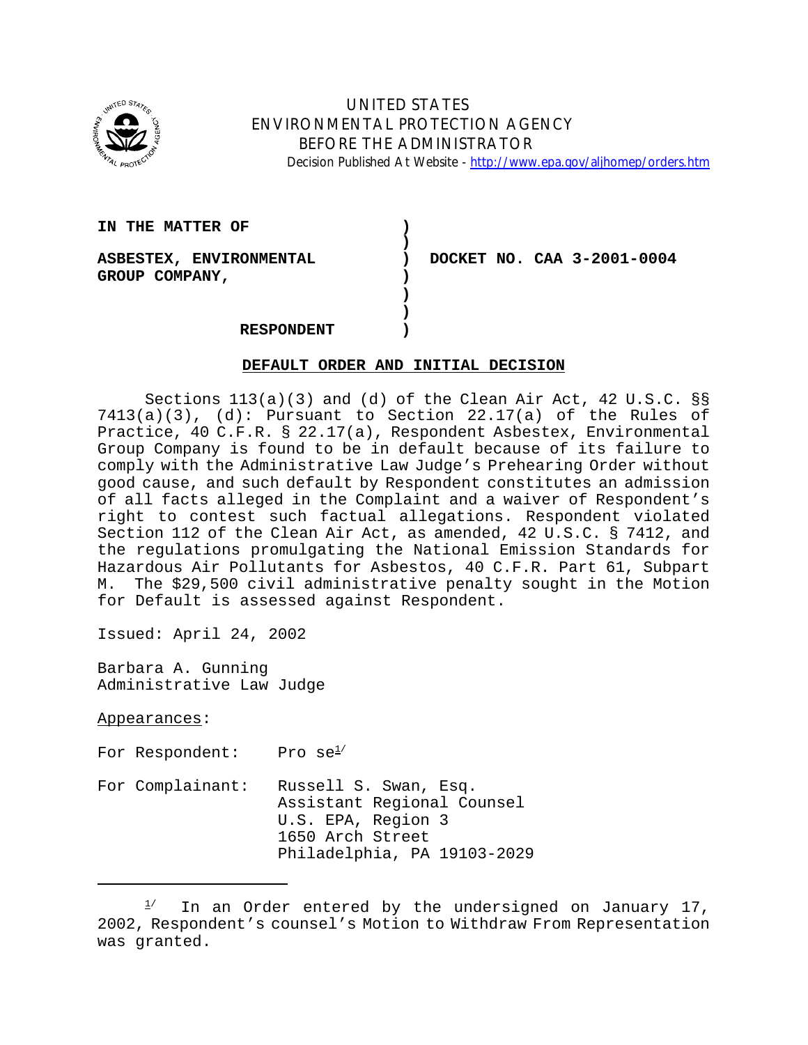UNITED STATES
ENVIRONMENTAL PROTECTION AGENCY
BEFORE THE ADMINISTRATOR

Decision Published At Website - http://www.epa.gov/aljhomep/orders.htm

**IN THE MATTER OF**

**ASBESTEX, ENVIRONMENTAL GROUP COMPANY,**

**RESPONDENT**

**DOCKET NO. CAA 3-2001-0004**

**DEFAULT ORDER AND INITIAL DECISION**

Sections 113(a)(3) and (d) of the Clean Air Act, 42 U.S.C. §§ 7413(a)(3), (d): Pursuant to Section 22.17(a) of the Rules of Practice, 40 C.F.R. § 22.17(a), Respondent Asbestex, Environmental Group Company is found to be in default because of its failure to comply with the Administrative Law Judge's Prehearing Order without good cause, and such default by Respondent constitutes an admission of all facts alleged in the Complaint and a waiver of Respondent's right to contest such factual allegations. Respondent violated Section 112 of the Clean Air Act, as amended, 42 U.S.C. § 7412, and the regulations promulgating the National Emission Standards for Hazardous Air Pollutants for Asbestos, 40 C.F.R. Part 61, Subpart M. The $29,500 civil administrative penalty sought in the Motion for Default is assessed against Respondent.

Issued: April 24, 2002

Barbara A. Gunning
Administrative Law Judge

Appearances:

For Respondent: Pro se[1]

For Complainant: Russell S. Swan, Esq.
Assistant Regional Counsel
U.S. EPA, Region 3
1650 Arch Street
Philadelphia, PA 19103-2029

---

[1] In an Order entered by the undersigned on January 17, 2002, Respondent's counsel's Motion to Withdraw From Representation was granted.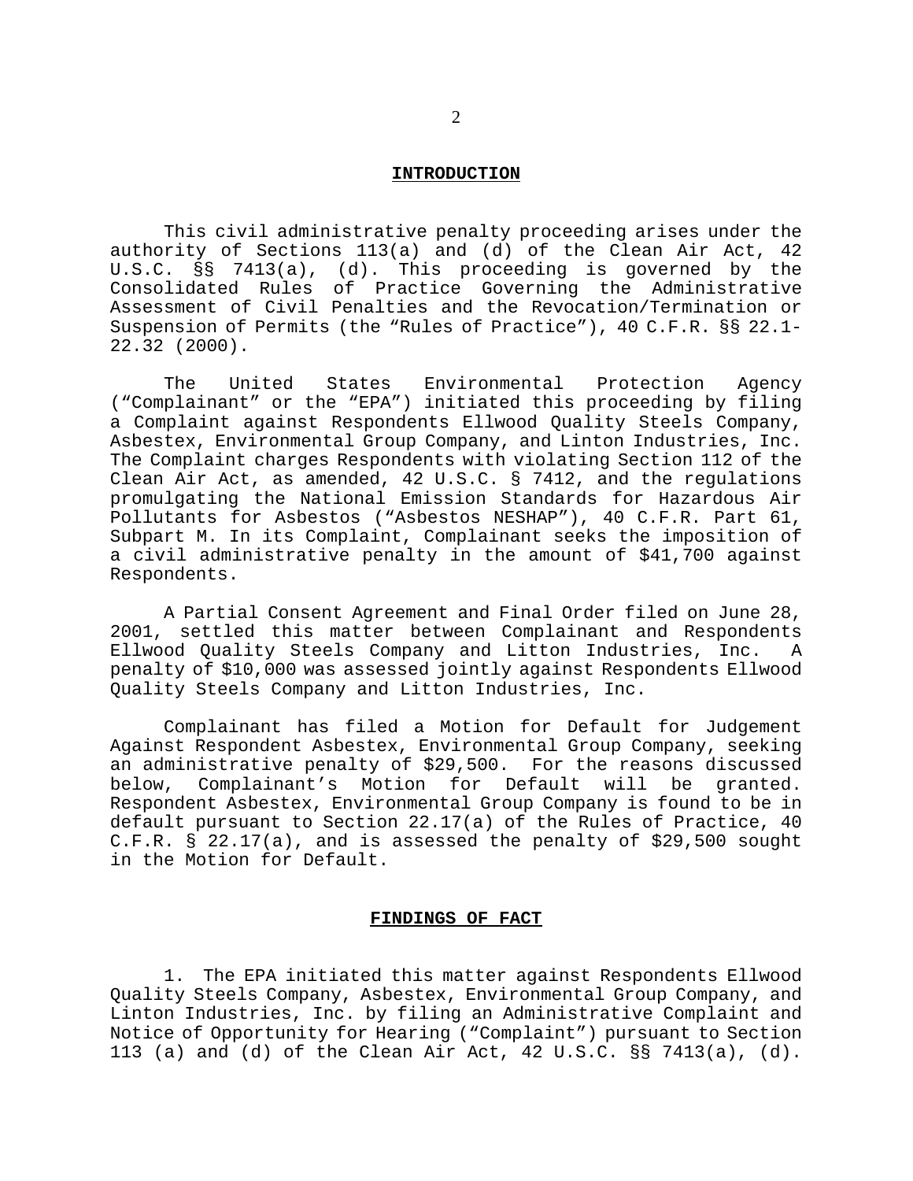## INTRODUCTION

This civil administrative penalty proceeding arises under the authority of Sections 113(a) and (d) of the Clean Air Act, 42 U.S.C. §§ 7413(a), (d). This proceeding is governed by the Consolidated Rules of Practice Governing the Administrative Assessment of Civil Penalties and the Revocation/Termination or Suspension of Permits (the "Rules of Practice"), 40 C.F.R. §§ 22.1-22.32 (2000).

The United States Environmental Protection Agency ("Complainant" or the "EPA") initiated this proceeding by filing a Complaint against Respondents Ellwood Quality Steels Company, Asbestex, Environmental Group Company, and Linton Industries, Inc. The Complaint charges Respondents with violating Section 112 of the Clean Air Act, as amended, 42 U.S.C. § 7412, and the regulations promulgating the National Emission Standards for Hazardous Air Pollutants for Asbestos ("Asbestos NESHAP"), 40 C.F.R. Part 61, Subpart M. In its Complaint, Complainant seeks the imposition of a civil administrative penalty in the amount of $41,700 against Respondents.

A Partial Consent Agreement and Final Order filed on June 28, 2001, settled this matter between Complainant and Respondents Ellwood Quality Steels Company and Litton Industries, Inc. A penalty of $10,000 was assessed jointly against Respondents Ellwood Quality Steels Company and Litton Industries, Inc.

Complainant has filed a Motion for Default for Judgement Against Respondent Asbestex, Environmental Group Company, seeking an administrative penalty of $29,500. For the reasons discussed below, Complainant's Motion for Default will be granted. Respondent Asbestex, Environmental Group Company is found to be in default pursuant to Section 22.17(a) of the Rules of Practice, 40 C.F.R. § 22.17(a), and is assessed the penalty of $29,500 sought in the Motion for Default.

## FINDINGS OF FACT

1. The EPA initiated this matter against Respondents Ellwood Quality Steels Company, Asbestex, Environmental Group Company, and Linton Industries, Inc. by filing an Administrative Complaint and Notice of Opportunity for Hearing ("Complaint") pursuant to Section 113 (a) and (d) of the Clean Air Act, 42 U.S.C. §§ 7413(a), (d).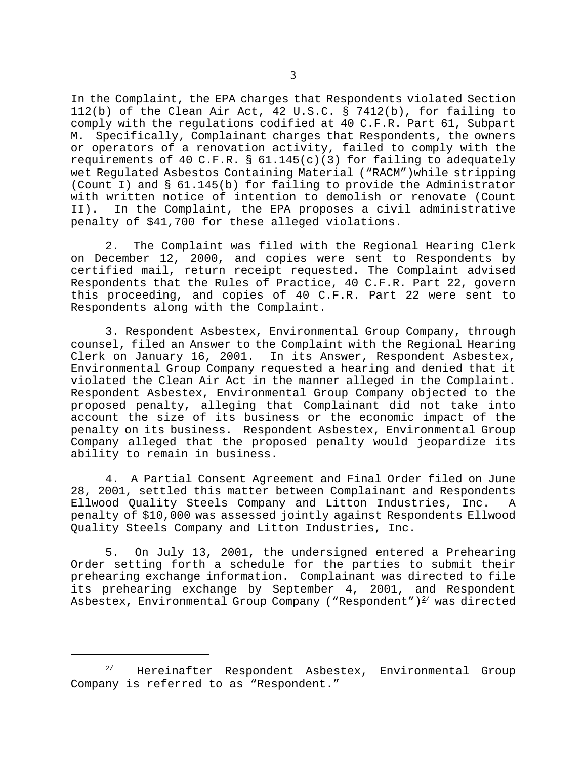In the Complaint, the EPA charges that Respondents violated Section 112(b) of the Clean Air Act, 42 U.S.C. § 7412(b), for failing to comply with the regulations codified at 40 C.F.R. Part 61, Subpart M. Specifically, Complainant charges that Respondents, the owners or operators of a renovation activity, failed to comply with the requirements of 40 C.F.R. § 61.145(c)(3) for failing to adequately wet Regulated Asbestos Containing Material ("RACM")while stripping (Count I) and § 61.145(b) for failing to provide the Administrator with written notice of intention to demolish or renovate (Count II). In the Complaint, the EPA proposes a civil administrative penalty of $41,700 for these alleged violations.

2. The Complaint was filed with the Regional Hearing Clerk on December 12, 2000, and copies were sent to Respondents by certified mail, return receipt requested. The Complaint advised Respondents that the Rules of Practice, 40 C.F.R. Part 22, govern this proceeding, and copies of 40 C.F.R. Part 22 were sent to Respondents along with the Complaint.

3. Respondent Asbestex, Environmental Group Company, through counsel, filed an Answer to the Complaint with the Regional Hearing Clerk on January 16, 2001. In its Answer, Respondent Asbestex, Environmental Group Company requested a hearing and denied that it violated the Clean Air Act in the manner alleged in the Complaint. Respondent Asbestex, Environmental Group Company objected to the proposed penalty, alleging that Complainant did not take into account the size of its business or the economic impact of the penalty on its business. Respondent Asbestex, Environmental Group Company alleged that the proposed penalty would jeopardize its ability to remain in business.

4. A Partial Consent Agreement and Final Order filed on June 28, 2001, settled this matter between Complainant and Respondents Ellwood Quality Steels Company and Litton Industries, Inc. A penalty of $10,000 was assessed jointly against Respondents Ellwood Quality Steels Company and Litton Industries, Inc.

5. On July 13, 2001, the undersigned entered a Prehearing Order setting forth a schedule for the parties to submit their prehearing exchange information. Complainant was directed to file its prehearing exchange by September 4, 2001, and Respondent Asbestex, Environmental Group Company ("Respondent")[2] was directed

---

[2] Hereinafter Respondent Asbestex, Environmental Group Company is referred to as "Respondent."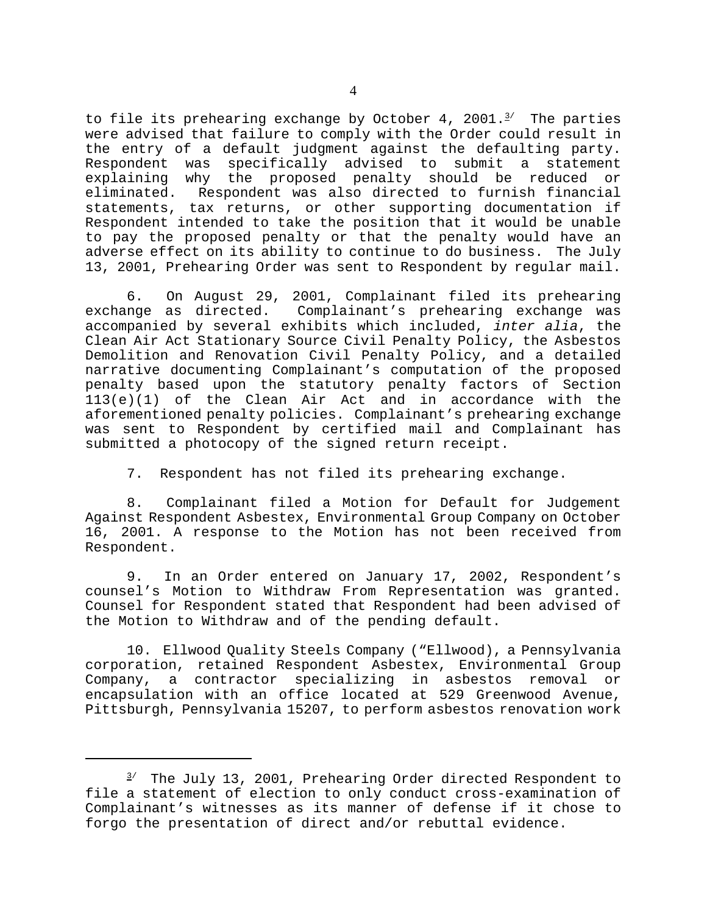to file its prehearing exchange by October 4, 2001.[3] The parties were advised that failure to comply with the Order could result in the entry of a default judgment against the defaulting party. Respondent was specifically advised to submit a statement explaining why the proposed penalty should be reduced or eliminated. Respondent was also directed to furnish financial statements, tax returns, or other supporting documentation if Respondent intended to take the position that it would be unable to pay the proposed penalty or that the penalty would have an adverse effect on its ability to continue to do business. The July 13, 2001, Prehearing Order was sent to Respondent by regular mail.

6. On August 29, 2001, Complainant filed its prehearing exchange as directed. Complainant's prehearing exchange was accompanied by several exhibits which included, *inter alia*, the Clean Air Act Stationary Source Civil Penalty Policy, the Asbestos Demolition and Renovation Civil Penalty Policy, and a detailed narrative documenting Complainant's computation of the proposed penalty based upon the statutory penalty factors of Section 113(e)(1) of the Clean Air Act and in accordance with the aforementioned penalty policies. Complainant's prehearing exchange was sent to Respondent by certified mail and Complainant has submitted a photocopy of the signed return receipt.

7. Respondent has not filed its prehearing exchange.

8. Complainant filed a Motion for Default for Judgement Against Respondent Asbestex, Environmental Group Company on October 16, 2001. A response to the Motion has not been received from Respondent.

9. In an Order entered on January 17, 2002, Respondent's counsel's Motion to Withdraw From Representation was granted. Counsel for Respondent stated that Respondent had been advised of the Motion to Withdraw and of the pending default.

10. Ellwood Quality Steels Company ("Ellwood), a Pennsylvania corporation, retained Respondent Asbestex, Environmental Group Company, a contractor specializing in asbestos removal or encapsulation with an office located at 529 Greenwood Avenue, Pittsburgh, Pennsylvania 15207, to perform asbestos renovation work

---

[3] The July 13, 2001, Prehearing Order directed Respondent to file a statement of election to only conduct cross-examination of Complainant's witnesses as its manner of defense if it chose to forgo the presentation of direct and/or rebuttal evidence.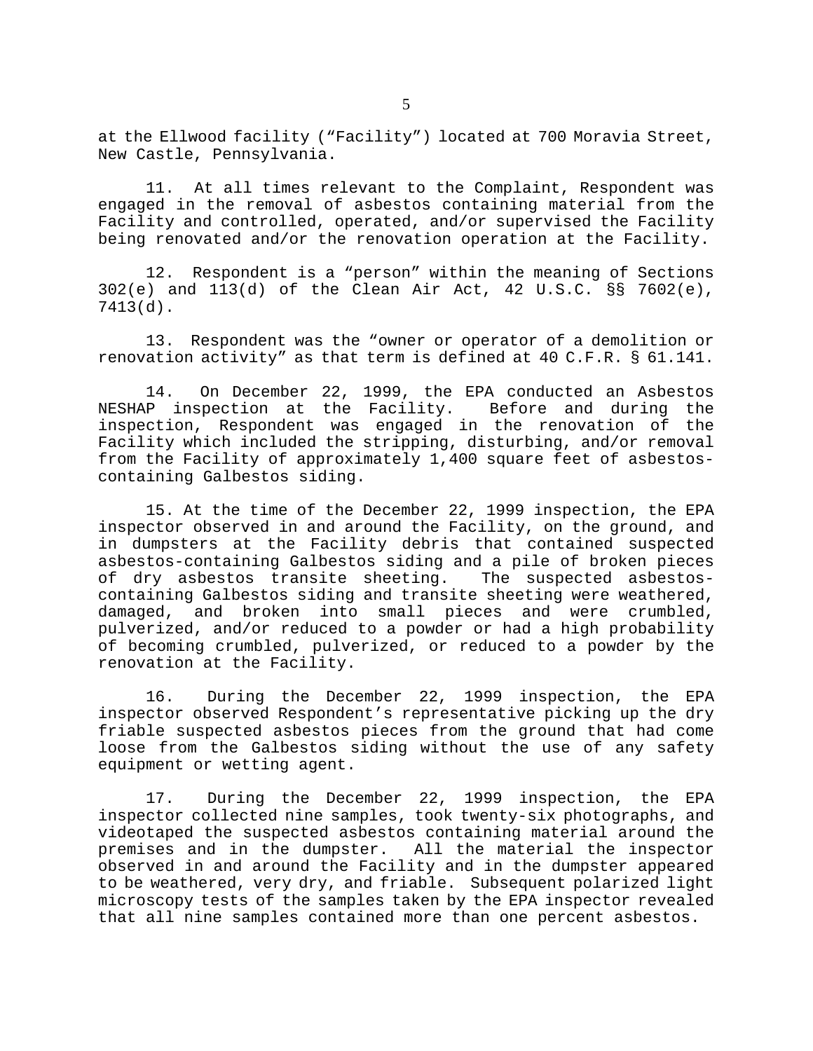at the Ellwood facility ("Facility") located at 700 Moravia Street, New Castle, Pennsylvania.

11. At all times relevant to the Complaint, Respondent was engaged in the removal of asbestos containing material from the Facility and controlled, operated, and/or supervised the Facility being renovated and/or the renovation operation at the Facility.

12. Respondent is a "person" within the meaning of Sections 302(e) and 113(d) of the Clean Air Act, 42 U.S.C. §§ 7602(e), 7413(d).

13. Respondent was the "owner or operator of a demolition or renovation activity" as that term is defined at 40 C.F.R. § 61.141.

14. On December 22, 1999, the EPA conducted an Asbestos NESHAP inspection at the Facility. Before and during the inspection, Respondent was engaged in the renovation of the Facility which included the stripping, disturbing, and/or removal from the Facility of approximately 1,400 square feet of asbestos-containing Galbestos siding.

15. At the time of the December 22, 1999 inspection, the EPA inspector observed in and around the Facility, on the ground, and in dumpsters at the Facility debris that contained suspected asbestos-containing Galbestos siding and a pile of broken pieces of dry asbestos transite sheeting. The suspected asbestos-containing Galbestos siding and transite sheeting were weathered, damaged, and broken into small pieces and were crumbled, pulverized, and/or reduced to a powder or had a high probability of becoming crumbled, pulverized, or reduced to a powder by the renovation at the Facility.

16. During the December 22, 1999 inspection, the EPA inspector observed Respondent's representative picking up the dry friable suspected asbestos pieces from the ground that had come loose from the Galbestos siding without the use of any safety equipment or wetting agent.

17. During the December 22, 1999 inspection, the EPA inspector collected nine samples, took twenty-six photographs, and videotaped the suspected asbestos containing material around the premises and in the dumpster. All the material the inspector observed in and around the Facility and in the dumpster appeared to be weathered, very dry, and friable. Subsequent polarized light microscopy tests of the samples taken by the EPA inspector revealed that all nine samples contained more than one percent asbestos.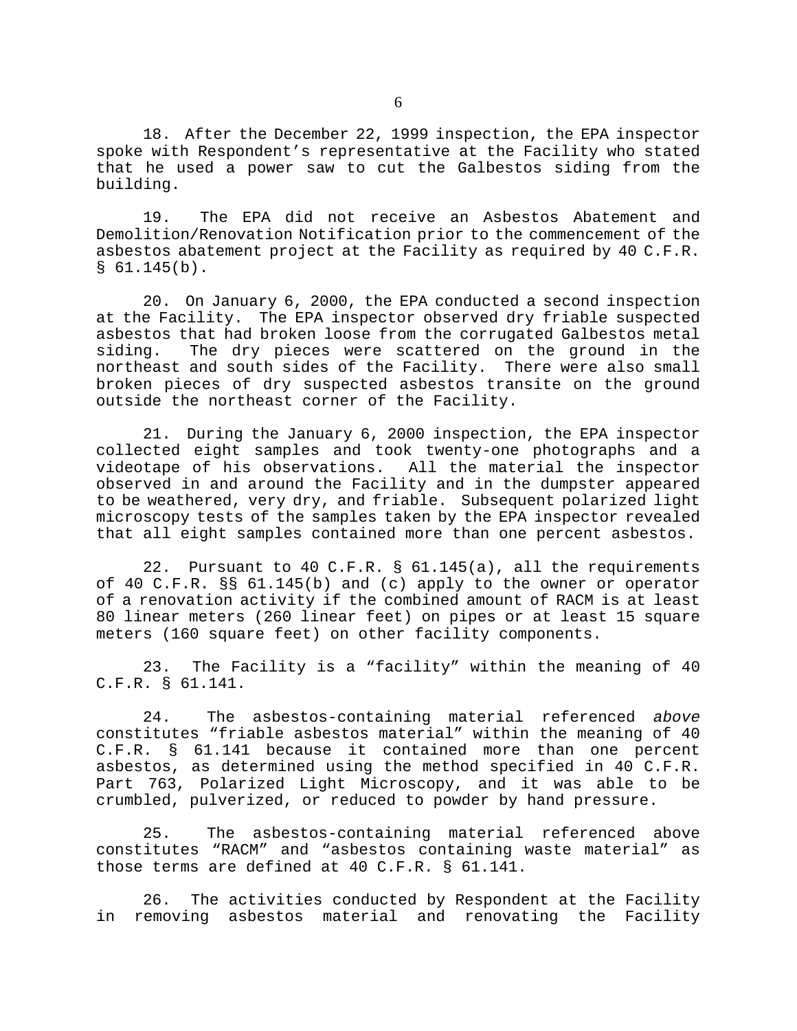18. After the December 22, 1999 inspection, the EPA inspector spoke with Respondent's representative at the Facility who stated that he used a power saw to cut the Galbestos siding from the building.

19. The EPA did not receive an Asbestos Abatement and Demolition/Renovation Notification prior to the commencement of the asbestos abatement project at the Facility as required by 40 C.F.R. § 61.145(b).

20. On January 6, 2000, the EPA conducted a second inspection at the Facility. The EPA inspector observed dry friable suspected asbestos that had broken loose from the corrugated Galbestos metal siding. The dry pieces were scattered on the ground in the northeast and south sides of the Facility. There were also small broken pieces of dry suspected asbestos transite on the ground outside the northeast corner of the Facility.

21. During the January 6, 2000 inspection, the EPA inspector collected eight samples and took twenty-one photographs and a videotape of his observations. All the material the inspector observed in and around the Facility and in the dumpster appeared to be weathered, very dry, and friable. Subsequent polarized light microscopy tests of the samples taken by the EPA inspector revealed that all eight samples contained more than one percent asbestos.

22. Pursuant to 40 C.F.R. § 61.145(a), all the requirements of 40 C.F.R. §§ 61.145(b) and (c) apply to the owner or operator of a renovation activity if the combined amount of RACM is at least 80 linear meters (260 linear feet) on pipes or at least 15 square meters (160 square feet) on other facility components.

23. The Facility is a "facility" within the meaning of 40 C.F.R. § 61.141.

24. The asbestos-containing material referenced *above* constitutes "friable asbestos material" within the meaning of 40 C.F.R. § 61.141 because it contained more than one percent asbestos, as determined using the method specified in 40 C.F.R. Part 763, Polarized Light Microscopy, and it was able to be crumbled, pulverized, or reduced to powder by hand pressure.

25. The asbestos-containing material referenced above constitutes "RACM" and "asbestos containing waste material" as those terms are defined at 40 C.F.R. § 61.141.

26. The activities conducted by Respondent at the Facility in removing asbestos material and renovating the Facility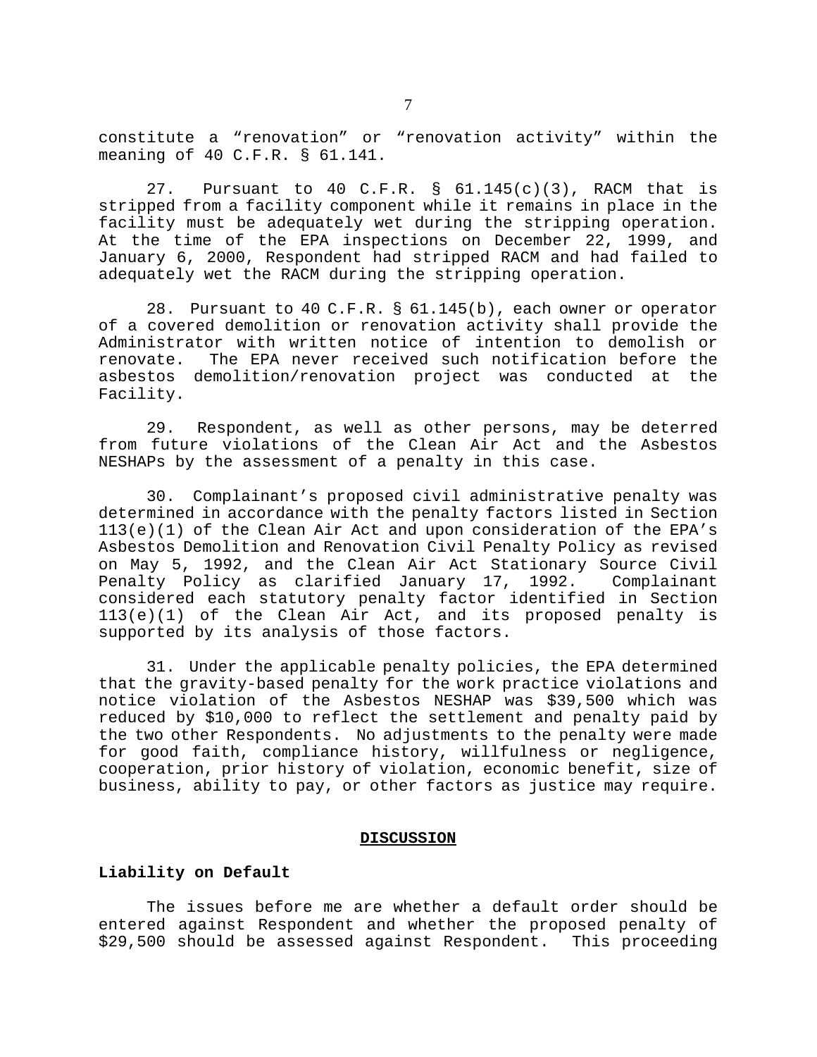constitute a "renovation" or "renovation activity" within the meaning of 40 C.F.R. § 61.141.

27. Pursuant to 40 C.F.R. § 61.145(c)(3), RACM that is stripped from a facility component while it remains in place in the facility must be adequately wet during the stripping operation. At the time of the EPA inspections on December 22, 1999, and January 6, 2000, Respondent had stripped RACM and had failed to adequately wet the RACM during the stripping operation.

28. Pursuant to 40 C.F.R. § 61.145(b), each owner or operator of a covered demolition or renovation activity shall provide the Administrator with written notice of intention to demolish or renovate. The EPA never received such notification before the asbestos demolition/renovation project was conducted at the Facility.

29. Respondent, as well as other persons, may be deterred from future violations of the Clean Air Act and the Asbestos NESHAPs by the assessment of a penalty in this case.

30. Complainant's proposed civil administrative penalty was determined in accordance with the penalty factors listed in Section 113(e)(1) of the Clean Air Act and upon consideration of the EPA's Asbestos Demolition and Renovation Civil Penalty Policy as revised on May 5, 1992, and the Clean Air Act Stationary Source Civil Penalty Policy as clarified January 17, 1992. Complainant considered each statutory penalty factor identified in Section 113(e)(1) of the Clean Air Act, and its proposed penalty is supported by its analysis of those factors.

31. Under the applicable penalty policies, the EPA determined that the gravity-based penalty for the work practice violations and notice violation of the Asbestos NESHAP was $39,500 which was reduced by $10,000 to reflect the settlement and penalty paid by the two other Respondents. No adjustments to the penalty were made for good faith, compliance history, willfulness or negligence, cooperation, prior history of violation, economic benefit, size of business, ability to pay, or other factors as justice may require.

## DISCUSSION

### Liability on Default

The issues before me are whether a default order should be entered against Respondent and whether the proposed penalty of $29,500 should be assessed against Respondent. This proceeding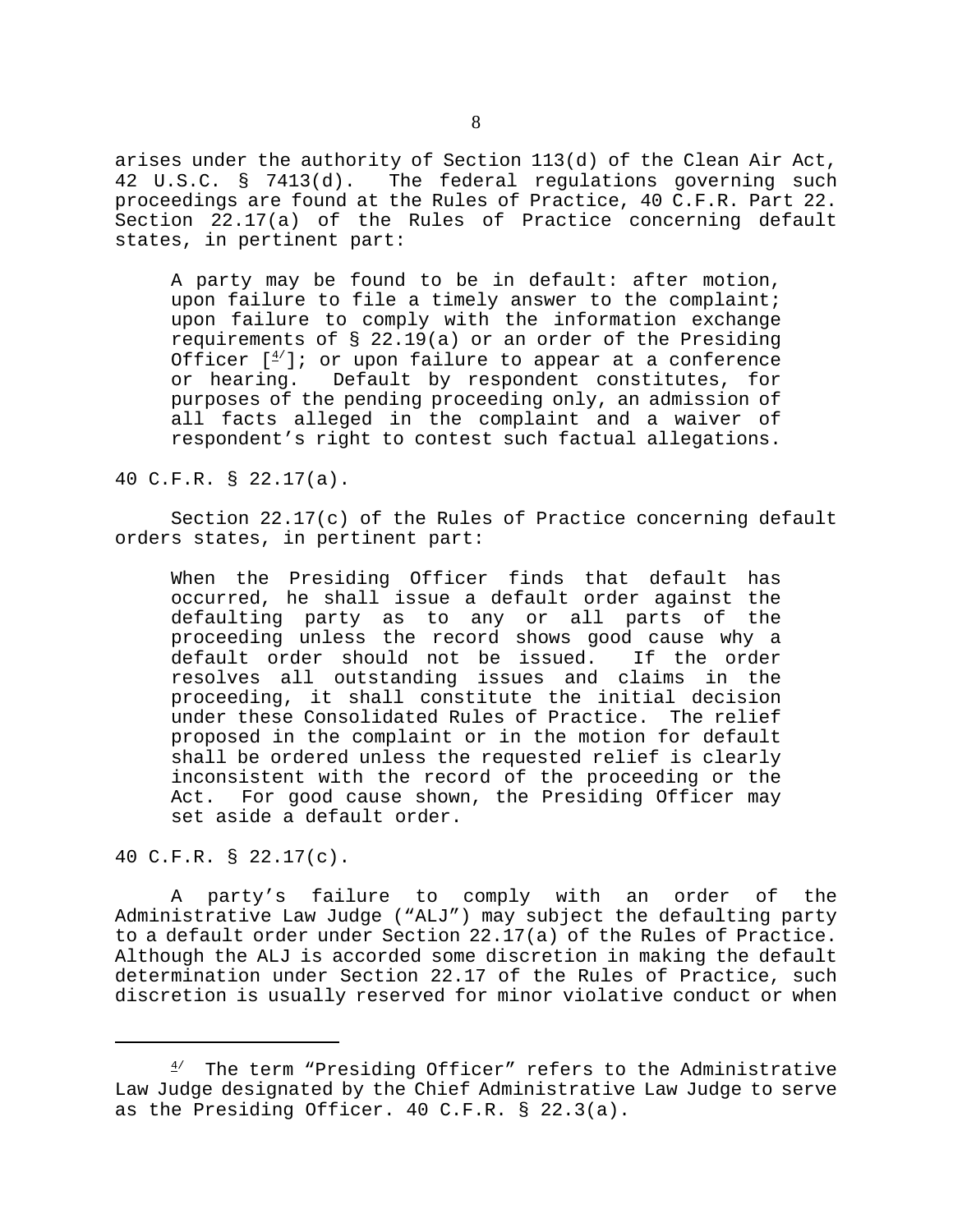arises under the authority of Section 113(d) of the Clean Air Act, 42 U.S.C. § 7413(d). The federal regulations governing such proceedings are found at the Rules of Practice, 40 C.F.R. Part 22. Section 22.17(a) of the Rules of Practice concerning default states, in pertinent part:

> A party may be found to be in default: after motion, upon failure to file a timely answer to the complaint; upon failure to comply with the information exchange requirements of § 22.19(a) or an order of the Presiding Officer [[4/]]; or upon failure to appear at a conference or hearing. Default by respondent constitutes, for purposes of the pending proceeding only, an admission of all facts alleged in the complaint and a waiver of respondent's right to contest such factual allegations.

40 C.F.R. § 22.17(a).

Section 22.17(c) of the Rules of Practice concerning default orders states, in pertinent part:

> When the Presiding Officer finds that default has occurred, he shall issue a default order against the defaulting party as to any or all parts of the proceeding unless the record shows good cause why a default order should not be issued. If the order resolves all outstanding issues and claims in the proceeding, it shall constitute the initial decision under these Consolidated Rules of Practice. The relief proposed in the complaint or in the motion for default shall be ordered unless the requested relief is clearly inconsistent with the record of the proceeding or the Act. For good cause shown, the Presiding Officer may set aside a default order.

40 C.F.R. § 22.17(c).

A party's failure to comply with an order of the Administrative Law Judge ("ALJ") may subject the defaulting party to a default order under Section 22.17(a) of the Rules of Practice. Although the ALJ is accorded some discretion in making the default determination under Section 22.17 of the Rules of Practice, such discretion is usually reserved for minor violative conduct or when

---

[4/] The term "Presiding Officer" refers to the Administrative Law Judge designated by the Chief Administrative Law Judge to serve as the Presiding Officer. 40 C.F.R. § 22.3(a).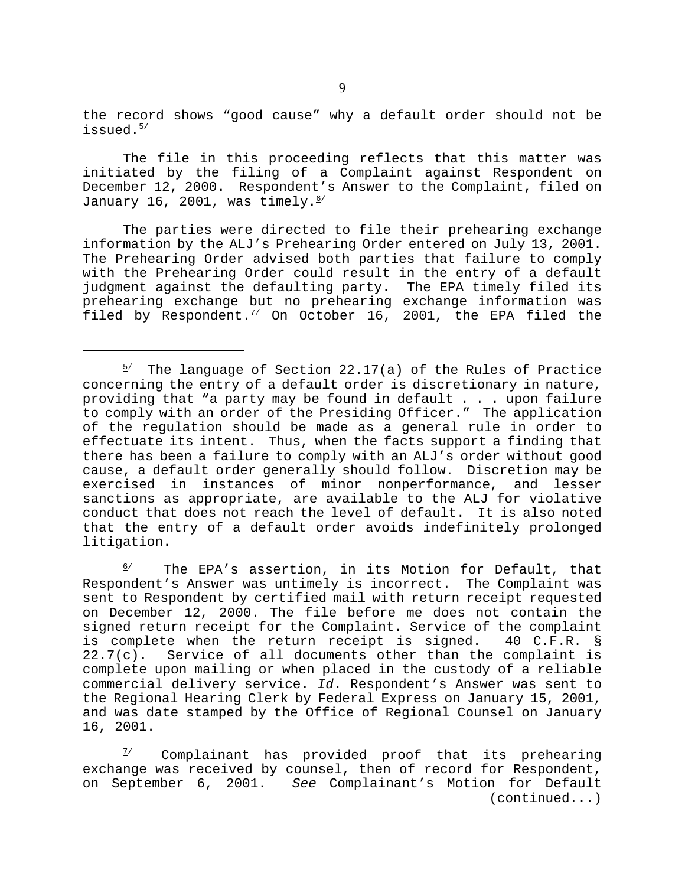the record shows "good cause" why a default order should not be issued.[5]

The file in this proceeding reflects that this matter was initiated by the filing of a Complaint against Respondent on December 12, 2000. Respondent's Answer to the Complaint, filed on January 16, 2001, was timely.[6]

The parties were directed to file their prehearing exchange information by the ALJ's Prehearing Order entered on July 13, 2001. The Prehearing Order advised both parties that failure to comply with the Prehearing Order could result in the entry of a default judgment against the defaulting party. The EPA timely filed its prehearing exchange but no prehearing exchange information was filed by Respondent.[7] On October 16, 2001, the EPA filed the

---

[5] The language of Section 22.17(a) of the Rules of Practice concerning the entry of a default order is discretionary in nature, providing that "a party may be found in default . . . upon failure to comply with an order of the Presiding Officer." The application of the regulation should be made as a general rule in order to effectuate its intent. Thus, when the facts support a finding that there has been a failure to comply with an ALJ's order without good cause, a default order generally should follow. Discretion may be exercised in instances of minor nonperformance, and lesser sanctions as appropriate, are available to the ALJ for violative conduct that does not reach the level of default. It is also noted that the entry of a default order avoids indefinitely prolonged litigation.

[6] The EPA's assertion, in its Motion for Default, that Respondent's Answer was untimely is incorrect. The Complaint was sent to Respondent by certified mail with return receipt requested on December 12, 2000. The file before me does not contain the signed return receipt for the Complaint. Service of the complaint is complete when the return receipt is signed. 40 C.F.R. § 22.7(c). Service of all documents other than the complaint is complete upon mailing or when placed in the custody of a reliable commercial delivery service. *Id*. Respondent's Answer was sent to the Regional Hearing Clerk by Federal Express on January 15, 2001, and was date stamped by the Office of Regional Counsel on January 16, 2001.

[7] Complainant has provided proof that its prehearing exchange was received by counsel, then of record for Respondent, on September 6, 2001. *See* Complainant's Motion for Default (continued...)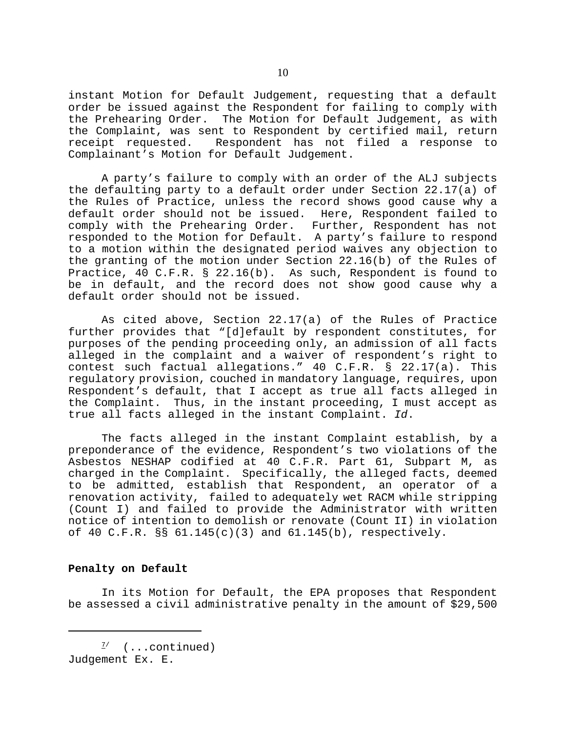instant Motion for Default Judgement, requesting that a default order be issued against the Respondent for failing to comply with the Prehearing Order. The Motion for Default Judgement, as with the Complaint, was sent to Respondent by certified mail, return receipt requested. Respondent has not filed a response to Complainant's Motion for Default Judgement.

A party's failure to comply with an order of the ALJ subjects the defaulting party to a default order under Section 22.17(a) of the Rules of Practice, unless the record shows good cause why a default order should not be issued. Here, Respondent failed to comply with the Prehearing Order. Further, Respondent has not responded to the Motion for Default. A party's failure to respond to a motion within the designated period waives any objection to the granting of the motion under Section 22.16(b) of the Rules of Practice, 40 C.F.R. § 22.16(b). As such, Respondent is found to be in default, and the record does not show good cause why a default order should not be issued.

As cited above, Section 22.17(a) of the Rules of Practice further provides that "[d]efault by respondent constitutes, for purposes of the pending proceeding only, an admission of all facts alleged in the complaint and a waiver of respondent's right to contest such factual allegations." 40 C.F.R. § 22.17(a). This regulatory provision, couched in mandatory language, requires, upon Respondent's default, that I accept as true all facts alleged in the Complaint. Thus, in the instant proceeding, I must accept as true all facts alleged in the instant Complaint. *Id*.

The facts alleged in the instant Complaint establish, by a preponderance of the evidence, Respondent's two violations of the Asbestos NESHAP codified at 40 C.F.R. Part 61, Subpart M, as charged in the Complaint. Specifically, the alleged facts, deemed to be admitted, establish that Respondent, an operator of a renovation activity, failed to adequately wet RACM while stripping (Count I) and failed to provide the Administrator with written notice of intention to demolish or renovate (Count II) in violation of 40 C.F.R. §§ 61.145(c)(3) and 61.145(b), respectively.

**Penalty on Default**

In its Motion for Default, the EPA proposes that Respondent be assessed a civil administrative penalty in the amount of $29,500

---

[7] (...continued)
Judgement Ex. E.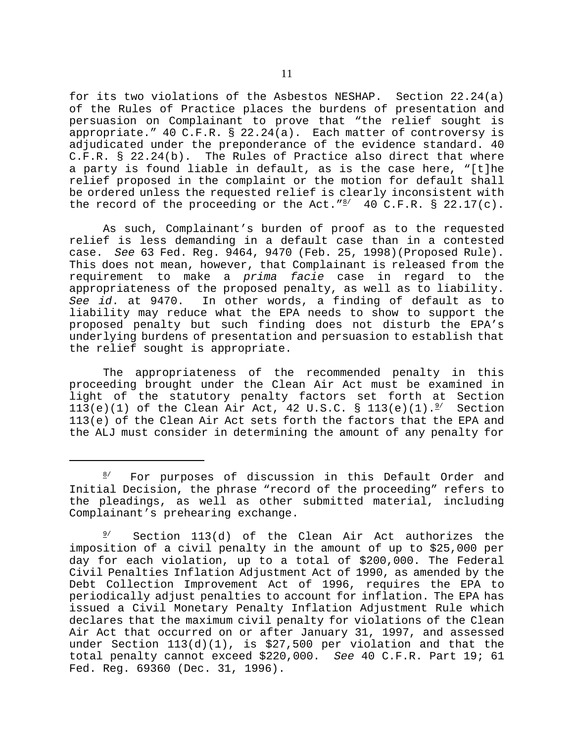for its two violations of the Asbestos NESHAP. Section 22.24(a) of the Rules of Practice places the burdens of presentation and persuasion on Complainant to prove that "the relief sought is appropriate." 40 C.F.R. § 22.24(a). Each matter of controversy is adjudicated under the preponderance of the evidence standard. 40 C.F.R. § 22.24(b). The Rules of Practice also direct that where a party is found liable in default, as is the case here, "[t]he relief proposed in the complaint or the motion for default shall be ordered unless the requested relief is clearly inconsistent with the record of the proceeding or the Act."[8/] 40 C.F.R. § 22.17(c).

As such, Complainant's burden of proof as to the requested relief is less demanding in a default case than in a contested case. *See* 63 Fed. Reg. 9464, 9470 (Feb. 25, 1998)(Proposed Rule). This does not mean, however, that Complainant is released from the requirement to make a *prima facie* case in regard to the appropriateness of the proposed penalty, as well as to liability. *See id*. at 9470. In other words, a finding of default as to liability may reduce what the EPA needs to show to support the proposed penalty but such finding does not disturb the EPA's underlying burdens of presentation and persuasion to establish that the relief sought is appropriate.

The appropriateness of the recommended penalty in this proceeding brought under the Clean Air Act must be examined in light of the statutory penalty factors set forth at Section 113(e)(1) of the Clean Air Act, 42 U.S.C. § 113(e)(1).[9/] Section 113(e) of the Clean Air Act sets forth the factors that the EPA and the ALJ must consider in determining the amount of any penalty for

---

[8/] For purposes of discussion in this Default Order and Initial Decision, the phrase "record of the proceeding" refers to the pleadings, as well as other submitted material, including Complainant's prehearing exchange.

[9/] Section 113(d) of the Clean Air Act authorizes the imposition of a civil penalty in the amount of up to $25,000 per day for each violation, up to a total of $200,000. The Federal Civil Penalties Inflation Adjustment Act of 1990, as amended by the Debt Collection Improvement Act of 1996, requires the EPA to periodically adjust penalties to account for inflation. The EPA has issued a Civil Monetary Penalty Inflation Adjustment Rule which declares that the maximum civil penalty for violations of the Clean Air Act that occurred on or after January 31, 1997, and assessed under Section 113(d)(1), is $27,500 per violation and that the total penalty cannot exceed $220,000. *See* 40 C.F.R. Part 19; 61 Fed. Reg. 69360 (Dec. 31, 1996).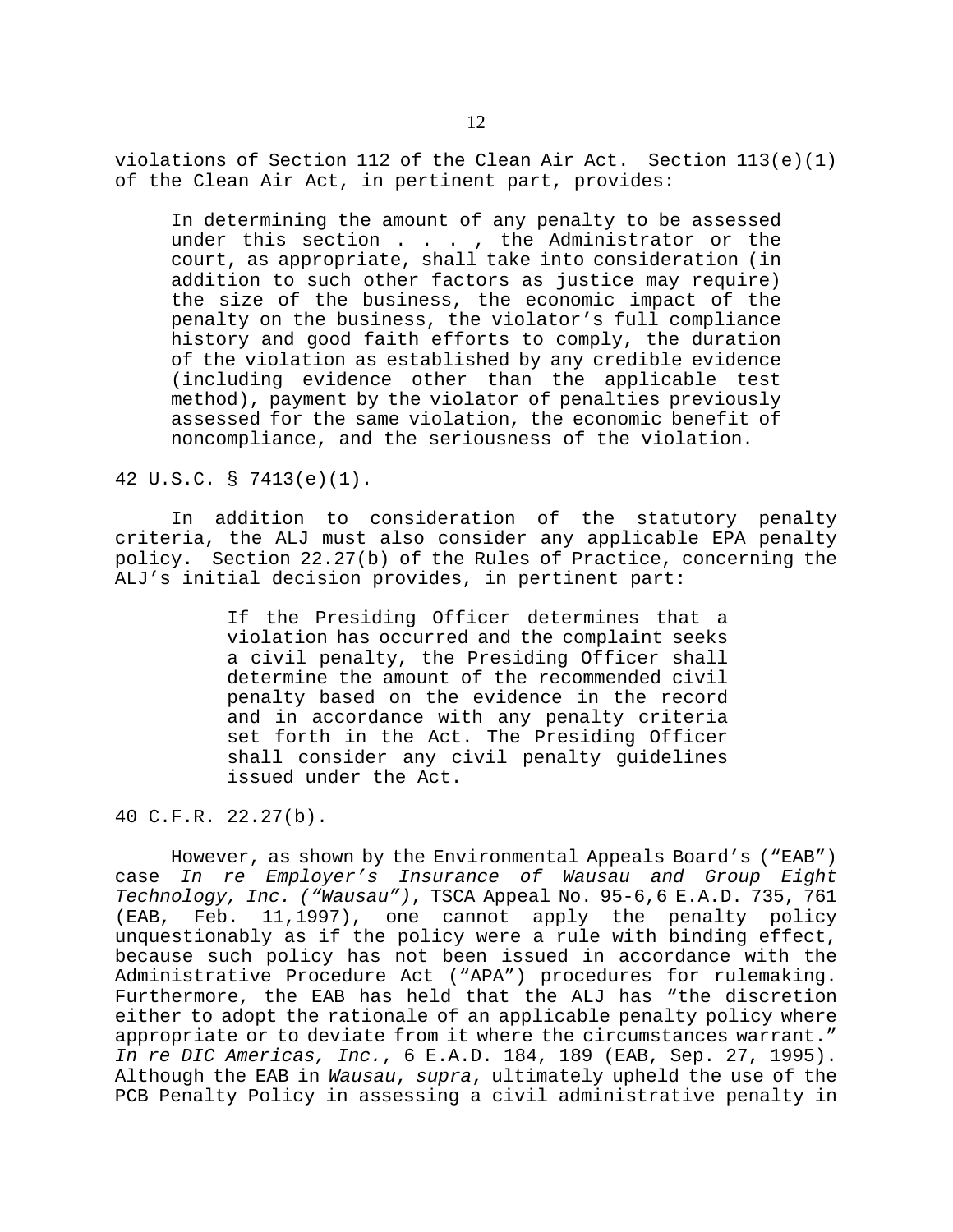violations of Section 112 of the Clean Air Act. Section 113(e)(1) of the Clean Air Act, in pertinent part, provides:

> In determining the amount of any penalty to be assessed under this section . . . , the Administrator or the court, as appropriate, shall take into consideration (in addition to such other factors as justice may require) the size of the business, the economic impact of the penalty on the business, the violator's full compliance history and good faith efforts to comply, the duration of the violation as established by any credible evidence (including evidence other than the applicable test method), payment by the violator of penalties previously assessed for the same violation, the economic benefit of noncompliance, and the seriousness of the violation.

42 U.S.C. § 7413(e)(1).

In addition to consideration of the statutory penalty criteria, the ALJ must also consider any applicable EPA penalty policy. Section 22.27(b) of the Rules of Practice, concerning the ALJ's initial decision provides, in pertinent part:

> If the Presiding Officer determines that a violation has occurred and the complaint seeks a civil penalty, the Presiding Officer shall determine the amount of the recommended civil penalty based on the evidence in the record and in accordance with any penalty criteria set forth in the Act. The Presiding Officer shall consider any civil penalty guidelines issued under the Act.

40 C.F.R. 22.27(b).

However, as shown by the Environmental Appeals Board's ("EAB") case *In re Employer's Insurance of Wausau and Group Eight Technology, Inc. ("Wausau")*, TSCA Appeal No. 95-6,6 E.A.D. 735, 761 (EAB, Feb. 11,1997), one cannot apply the penalty policy unquestionably as if the policy were a rule with binding effect, because such policy has not been issued in accordance with the Administrative Procedure Act ("APA") procedures for rulemaking. Furthermore, the EAB has held that the ALJ has "the discretion either to adopt the rationale of an applicable penalty policy where appropriate or to deviate from it where the circumstances warrant." *In re DIC Americas, Inc.*, 6 E.A.D. 184, 189 (EAB, Sep. 27, 1995). Although the EAB in *Wausau*, *supra*, ultimately upheld the use of the PCB Penalty Policy in assessing a civil administrative penalty in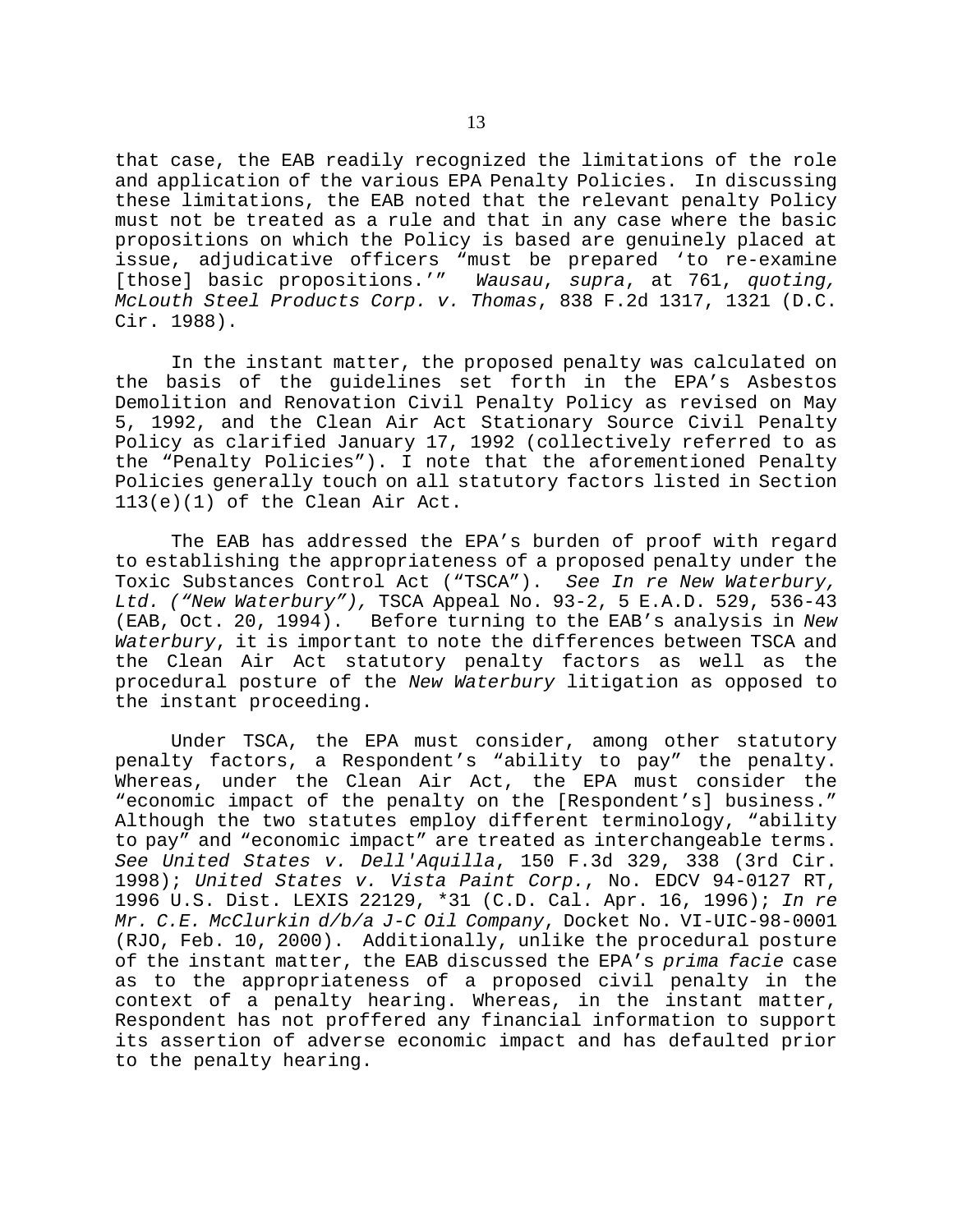that case, the EAB readily recognized the limitations of the role and application of the various EPA Penalty Policies. In discussing these limitations, the EAB noted that the relevant penalty Policy must not be treated as a rule and that in any case where the basic propositions on which the Policy is based are genuinely placed at issue, adjudicative officers "must be prepared 'to re-examine [those] basic propositions.'" *Wausau*, *supra*, at 761, *quoting, McLouth Steel Products Corp. v. Thomas*, 838 F.2d 1317, 1321 (D.C. Cir. 1988).

In the instant matter, the proposed penalty was calculated on the basis of the guidelines set forth in the EPA's Asbestos Demolition and Renovation Civil Penalty Policy as revised on May 5, 1992, and the Clean Air Act Stationary Source Civil Penalty Policy as clarified January 17, 1992 (collectively referred to as the "Penalty Policies"). I note that the aforementioned Penalty Policies generally touch on all statutory factors listed in Section 113(e)(1) of the Clean Air Act.

The EAB has addressed the EPA's burden of proof with regard to establishing the appropriateness of a proposed penalty under the Toxic Substances Control Act ("TSCA"). *See In re New Waterbury, Ltd. ("New Waterbury"),* TSCA Appeal No. 93-2, 5 E.A.D. 529, 536-43 (EAB, Oct. 20, 1994). Before turning to the EAB's analysis in *New Waterbury*, it is important to note the differences between TSCA and the Clean Air Act statutory penalty factors as well as the procedural posture of the *New Waterbury* litigation as opposed to the instant proceeding.

Under TSCA, the EPA must consider, among other statutory penalty factors, a Respondent's "ability to pay" the penalty. Whereas, under the Clean Air Act, the EPA must consider the "economic impact of the penalty on the [Respondent's] business." Although the two statutes employ different terminology, "ability to pay" and "economic impact" are treated as interchangeable terms. *See United States v. Dell'Aquilla*, 150 F.3d 329, 338 (3rd Cir. 1998); *United States v. Vista Paint Corp.*, No. EDCV 94-0127 RT, 1996 U.S. Dist. LEXIS 22129, *31 (C.D. Cal. Apr. 16, 1996); *In re Mr. C.E. McClurkin d/b/a J-C Oil Company*, Docket No. VI-UIC-98-0001 (RJO, Feb. 10, 2000). Additionally, unlike the procedural posture of the instant matter, the EAB discussed the EPA's *prima facie* case as to the appropriateness of a proposed civil penalty in the context of a penalty hearing. Whereas, in the instant matter, Respondent has not proffered any financial information to support its assertion of adverse economic impact and has defaulted prior to the penalty hearing.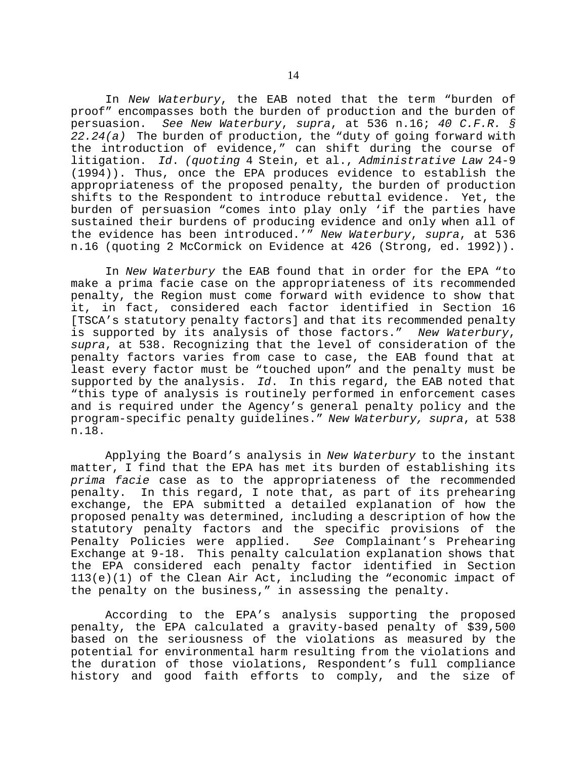In *New Waterbury*, the EAB noted that the term "burden of proof" encompasses both the burden of production and the burden of persuasion. *See New Waterbury*, *supra*, at 536 n.16; *40 C.F.R. § 22.24(a)* The burden of production, the "duty of going forward with the introduction of evidence," can shift during the course of litigation. *Id*. *(quoting* 4 Stein, et al., *Administrative Law* 24-9 (1994)). Thus, once the EPA produces evidence to establish the appropriateness of the proposed penalty, the burden of production shifts to the Respondent to introduce rebuttal evidence. Yet, the burden of persuasion "comes into play only 'if the parties have sustained their burdens of producing evidence and only when all of the evidence has been introduced.'" *New Waterbury*, *supra*, at 536 n.16 (quoting 2 McCormick on Evidence at 426 (Strong, ed. 1992)).

In *New Waterbury* the EAB found that in order for the EPA "to make a prima facie case on the appropriateness of its recommended penalty, the Region must come forward with evidence to show that it, in fact, considered each factor identified in Section 16 [TSCA's statutory penalty factors] and that its recommended penalty is supported by its analysis of those factors." *New Waterbury*, *supra*, at 538. Recognizing that the level of consideration of the penalty factors varies from case to case, the EAB found that at least every factor must be "touched upon" and the penalty must be supported by the analysis. *Id*. In this regard, the EAB noted that "this type of analysis is routinely performed in enforcement cases and is required under the Agency's general penalty policy and the program-specific penalty guidelines." *New Waterbury, supra*, at 538 n.18.

Applying the Board's analysis in *New Waterbury* to the instant matter, I find that the EPA has met its burden of establishing its *prima facie* case as to the appropriateness of the recommended penalty. In this regard, I note that, as part of its prehearing exchange, the EPA submitted a detailed explanation of how the proposed penalty was determined, including a description of how the statutory penalty factors and the specific provisions of the Penalty Policies were applied. *See* Complainant's Prehearing Exchange at 9-18. This penalty calculation explanation shows that the EPA considered each penalty factor identified in Section 113(e)(1) of the Clean Air Act, including the "economic impact of the penalty on the business," in assessing the penalty.

According to the EPA's analysis supporting the proposed penalty, the EPA calculated a gravity-based penalty of $39,500 based on the seriousness of the violations as measured by the potential for environmental harm resulting from the violations and the duration of those violations, Respondent's full compliance history and good faith efforts to comply, and the size of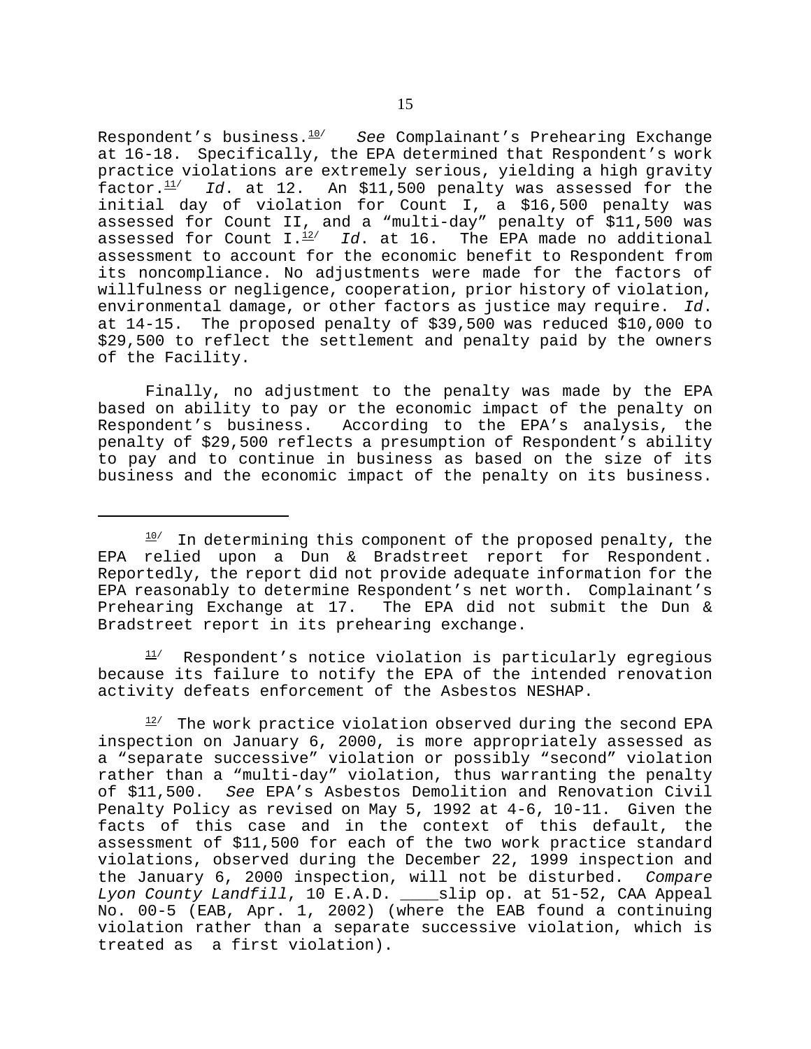Respondent's business.[10] *See* Complainant's Prehearing Exchange at 16-18. Specifically, the EPA determined that Respondent's work practice violations are extremely serious, yielding a high gravity factor.[11] *Id*. at 12. An $11,500 penalty was assessed for the initial day of violation for Count I, a $16,500 penalty was assessed for Count II, and a "multi-day" penalty of $11,500 was assessed for Count I.[12] *Id*. at 16. The EPA made no additional assessment to account for the economic benefit to Respondent from its noncompliance. No adjustments were made for the factors of willfulness or negligence, cooperation, prior history of violation, environmental damage, or other factors as justice may require. *Id*. at 14-15. The proposed penalty of $39,500 was reduced $10,000 to $29,500 to reflect the settlement and penalty paid by the owners of the Facility.

Finally, no adjustment to the penalty was made by the EPA based on ability to pay or the economic impact of the penalty on Respondent's business. According to the EPA's analysis, the penalty of $29,500 reflects a presumption of Respondent's ability to pay and to continue in business as based on the size of its business and the economic impact of the penalty on its business.

---

[10] In determining this component of the proposed penalty, the EPA relied upon a Dun & Bradstreet report for Respondent. Reportedly, the report did not provide adequate information for the EPA reasonably to determine Respondent's net worth. Complainant's Prehearing Exchange at 17. The EPA did not submit the Dun & Bradstreet report in its prehearing exchange.

[11] Respondent's notice violation is particularly egregious because its failure to notify the EPA of the intended renovation activity defeats enforcement of the Asbestos NESHAP.

[12] The work practice violation observed during the second EPA inspection on January 6, 2000, is more appropriately assessed as a "separate successive" violation or possibly "second" violation rather than a "multi-day" violation, thus warranting the penalty of $11,500. *See* EPA's Asbestos Demolition and Renovation Civil Penalty Policy as revised on May 5, 1992 at 4-6, 10-11. Given the facts of this case and in the context of this default, the assessment of $11,500 for each of the two work practice standard violations, observed during the December 22, 1999 inspection and the January 6, 2000 inspection, will not be disturbed. *Compare Lyon County Landfill*, 10 E.A.D. ____slip op. at 51-52, CAA Appeal No. 00-5 (EAB, Apr. 1, 2002) (where the EAB found a continuing violation rather than a separate successive violation, which is treated as a first violation).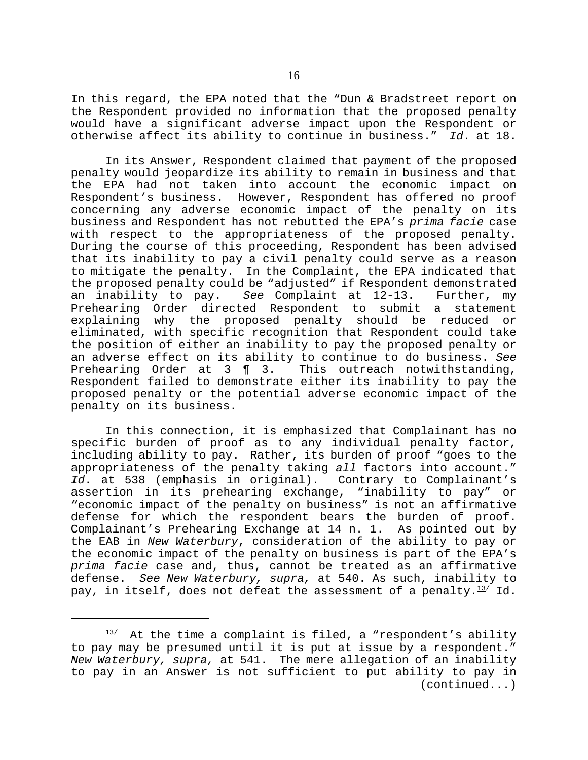In this regard, the EPA noted that the "Dun & Bradstreet report on the Respondent provided no information that the proposed penalty would have a significant adverse impact upon the Respondent or otherwise affect its ability to continue in business." *Id*. at 18.

In its Answer, Respondent claimed that payment of the proposed penalty would jeopardize its ability to remain in business and that the EPA had not taken into account the economic impact on Respondent's business. However, Respondent has offered no proof concerning any adverse economic impact of the penalty on its business and Respondent has not rebutted the EPA's *prima facie* case with respect to the appropriateness of the proposed penalty. During the course of this proceeding, Respondent has been advised that its inability to pay a civil penalty could serve as a reason to mitigate the penalty. In the Complaint, the EPA indicated that the proposed penalty could be "adjusted" if Respondent demonstrated an inability to pay. *See* Complaint at 12-13. Further, my Prehearing Order directed Respondent to submit a statement explaining why the proposed penalty should be reduced or eliminated, with specific recognition that Respondent could take the position of either an inability to pay the proposed penalty or an adverse effect on its ability to continue to do business. *See* Prehearing Order at 3 ¶ 3. This outreach notwithstanding, Respondent failed to demonstrate either its inability to pay the proposed penalty or the potential adverse economic impact of the penalty on its business.

In this connection, it is emphasized that Complainant has no specific burden of proof as to any individual penalty factor, including ability to pay. Rather, its burden of proof "goes to the appropriateness of the penalty taking *all* factors into account." *Id*. at 538 (emphasis in original). Contrary to Complainant's assertion in its prehearing exchange, "inability to pay" or "economic impact of the penalty on business" is not an affirmative defense for which the respondent bears the burden of proof. Complainant's Prehearing Exchange at 14 n. 1. As pointed out by the EAB in *New Waterbury*, consideration of the ability to pay or the economic impact of the penalty on business is part of the EPA's *prima facie* case and, thus, cannot be treated as an affirmative defense. *See New Waterbury, supra,* at 540. As such, inability to pay, in itself, does not defeat the assessment of a penalty.[13] Id.

---

[13] At the time a complaint is filed, a "respondent's ability to pay may be presumed until it is put at issue by a respondent." *New Waterbury, supra,* at 541. The mere allegation of an inability to pay in an Answer is not sufficient to put ability to pay in (continued...)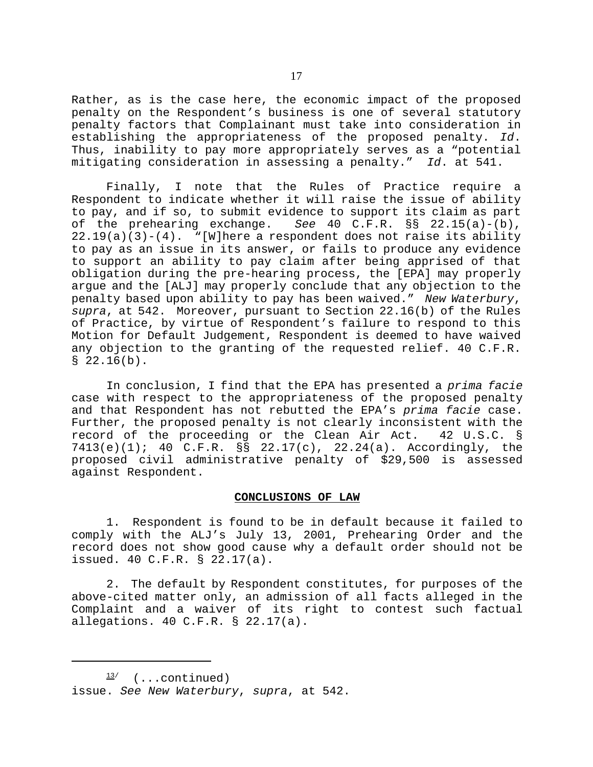Rather, as is the case here, the economic impact of the proposed penalty on the Respondent's business is one of several statutory penalty factors that Complainant must take into consideration in establishing the appropriateness of the proposed penalty. *Id*. Thus, inability to pay more appropriately serves as a "potential mitigating consideration in assessing a penalty." *Id*. at 541.

Finally, I note that the Rules of Practice require a Respondent to indicate whether it will raise the issue of ability to pay, and if so, to submit evidence to support its claim as part of the prehearing exchange. *See* 40 C.F.R. §§ 22.15(a)-(b), 22.19(a)(3)-(4). "[W]here a respondent does not raise its ability to pay as an issue in its answer, or fails to produce any evidence to support an ability to pay claim after being apprised of that obligation during the pre-hearing process, the [EPA] may properly argue and the [ALJ] may properly conclude that any objection to the penalty based upon ability to pay has been waived." *New Waterbury*, *supra*, at 542. Moreover, pursuant to Section 22.16(b) of the Rules of Practice, by virtue of Respondent's failure to respond to this Motion for Default Judgement, Respondent is deemed to have waived any objection to the granting of the requested relief. 40 C.F.R. § 22.16(b).

In conclusion, I find that the EPA has presented a *prima facie* case with respect to the appropriateness of the proposed penalty and that Respondent has not rebutted the EPA's *prima facie* case. Further, the proposed penalty is not clearly inconsistent with the record of the proceeding or the Clean Air Act. 42 U.S.C. § 7413(e)(1); 40 C.F.R. §§ 22.17(c), 22.24(a). Accordingly, the proposed civil administrative penalty of $29,500 is assessed against Respondent.

## CONCLUSIONS OF LAW

1. Respondent is found to be in default because it failed to comply with the ALJ's July 13, 2001, Prehearing Order and the record does not show good cause why a default order should not be issued. 40 C.F.R. § 22.17(a).

2. The default by Respondent constitutes, for purposes of the above-cited matter only, an admission of all facts alleged in the Complaint and a waiver of its right to contest such factual allegations. 40 C.F.R. § 22.17(a).

---

[13] (...continued)
issue. *See New Waterbury*, *supra*, at 542.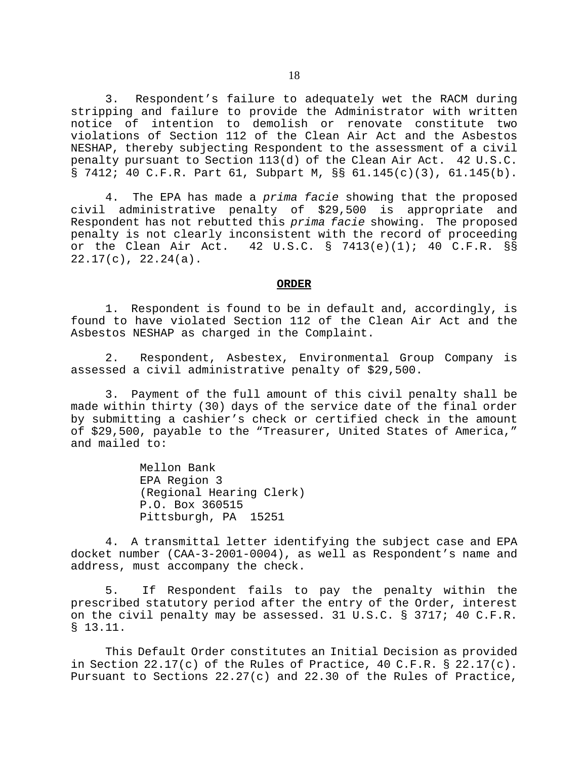3. Respondent's failure to adequately wet the RACM during stripping and failure to provide the Administrator with written notice of intention to demolish or renovate constitute two violations of Section 112 of the Clean Air Act and the Asbestos NESHAP, thereby subjecting Respondent to the assessment of a civil penalty pursuant to Section 113(d) of the Clean Air Act. 42 U.S.C. § 7412; 40 C.F.R. Part 61, Subpart M, §§ 61.145(c)(3), 61.145(b).

4. The EPA has made a *prima facie* showing that the proposed civil administrative penalty of $29,500 is appropriate and Respondent has not rebutted this *prima facie* showing. The proposed penalty is not clearly inconsistent with the record of proceeding or the Clean Air Act. 42 U.S.C. § 7413(e)(1); 40 C.F.R. §§ 22.17(c), 22.24(a).

**ORDER**

1. Respondent is found to be in default and, accordingly, is found to have violated Section 112 of the Clean Air Act and the Asbestos NESHAP as charged in the Complaint.

2. Respondent, Asbestex, Environmental Group Company is assessed a civil administrative penalty of $29,500.

3. Payment of the full amount of this civil penalty shall be made within thirty (30) days of the service date of the final order by submitting a cashier's check or certified check in the amount of $29,500, payable to the "Treasurer, United States of America," and mailed to:

Mellon Bank
EPA Region 3
(Regional Hearing Clerk)
P.O. Box 360515
Pittsburgh, PA 15251

4. A transmittal letter identifying the subject case and EPA docket number (CAA-3-2001-0004), as well as Respondent's name and address, must accompany the check.

5. If Respondent fails to pay the penalty within the prescribed statutory period after the entry of the Order, interest on the civil penalty may be assessed. 31 U.S.C. § 3717; 40 C.F.R. § 13.11.

This Default Order constitutes an Initial Decision as provided in Section 22.17(c) of the Rules of Practice, 40 C.F.R. § 22.17(c). Pursuant to Sections 22.27(c) and 22.30 of the Rules of Practice,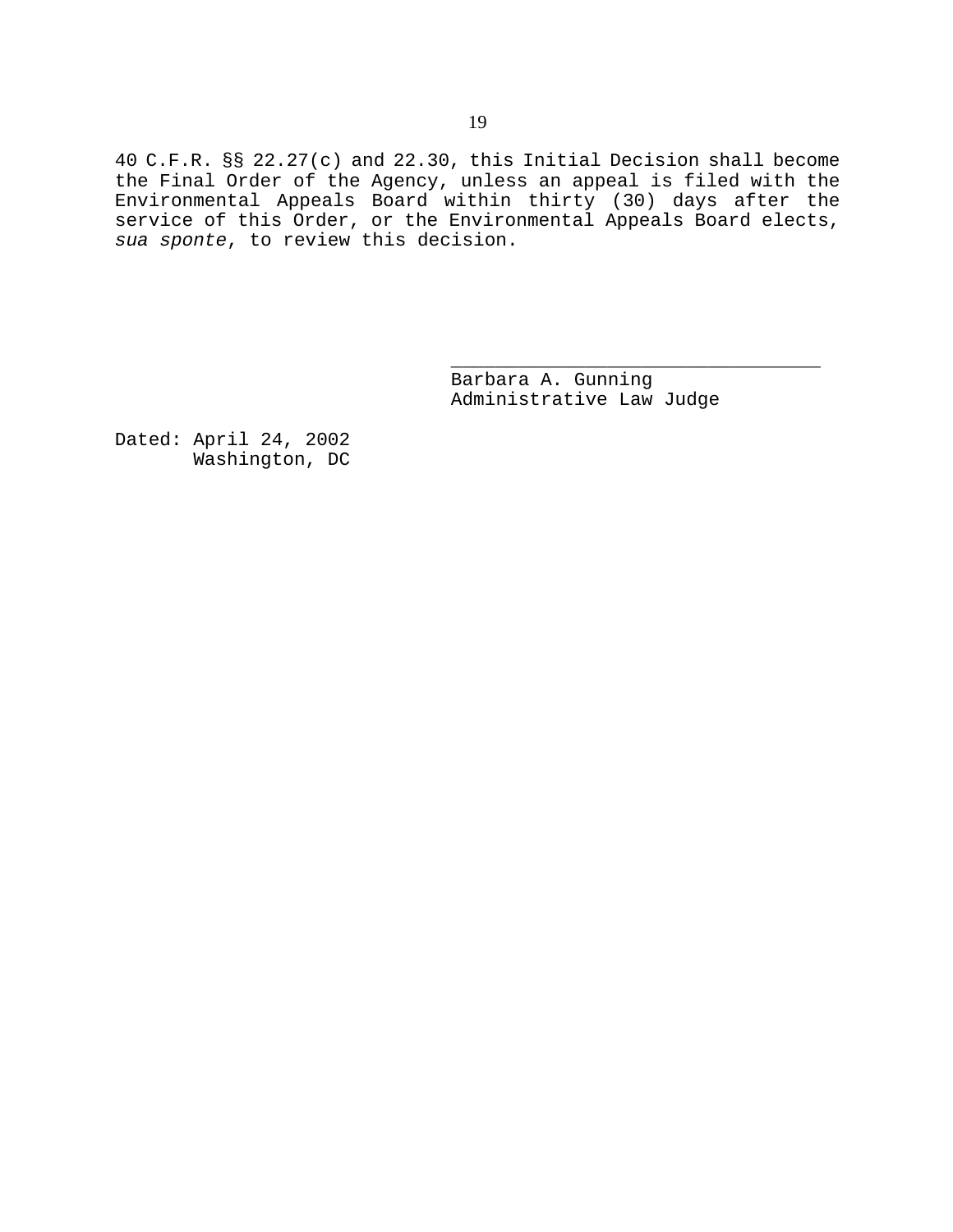40 C.F.R. §§ 22.27(c) and 22.30, this Initial Decision shall become the Final Order of the Agency, unless an appeal is filed with the Environmental Appeals Board within thirty (30) days after the service of this Order, or the Environmental Appeals Board elects, *sua sponte*, to review this decision.

\_\_\_\_\_\_\_\_\_\_\_\_\_\_\_\_\_\_\_\_\_\_\_\_\_\_\_\_\_\_\_\_\_\_

Barbara A. Gunning
Administrative Law Judge

Dated: April 24, 2002
Washington, DC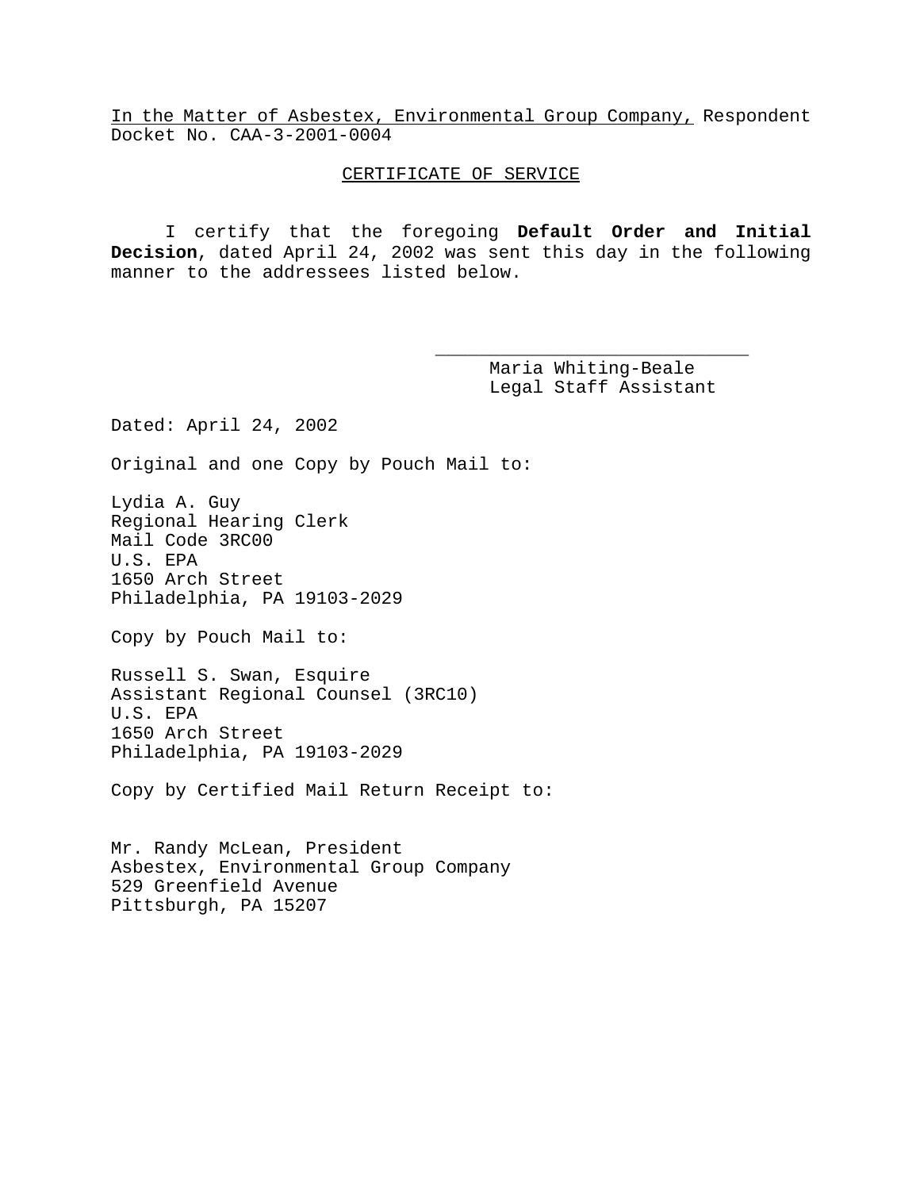In the Matter of Asbestex, Environmental Group Company, Respondent
Docket No. CAA-3-2001-0004

## CERTIFICATE OF SERVICE

I certify that the foregoing **Default Order and Initial Decision**, dated April 24, 2002 was sent this day in the following manner to the addressees listed below.

\_\_\_\_\_\_\_\_\_\_\_\_\_\_\_\_\_\_\_\_\_\_\_\_\_\_\_\_\_\_
Maria Whiting-Beale
Legal Staff Assistant

Dated: April 24, 2002

Original and one Copy by Pouch Mail to:

Lydia A. Guy
Regional Hearing Clerk
Mail Code 3RC00
U.S. EPA
1650 Arch Street
Philadelphia, PA 19103-2029

Copy by Pouch Mail to:

Russell S. Swan, Esquire
Assistant Regional Counsel (3RC10)
U.S. EPA
1650 Arch Street
Philadelphia, PA 19103-2029

Copy by Certified Mail Return Receipt to:

Mr. Randy McLean, President
Asbestex, Environmental Group Company
529 Greenfield Avenue
Pittsburgh, PA 15207